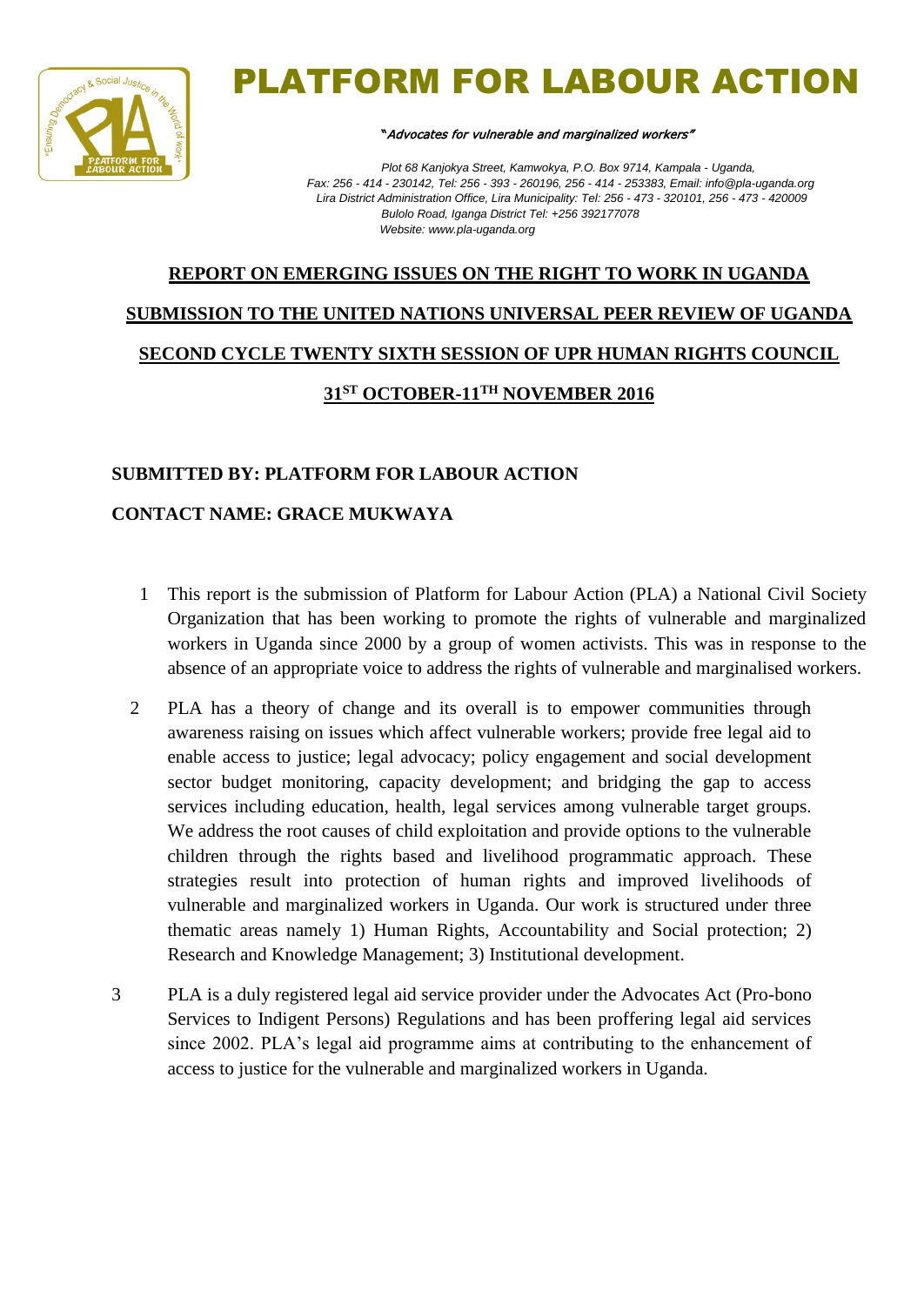# PLATFORM FOR LABOUR ACTION

*"Advocates for vulnerable and marginalized workers"*

*Plot 68 Kanjokya Street, Kamwokya, P.O. Box 9714, Kampala - Uganda,*
*Fax: 256 - 414 - 230142, Tel: 256 - 393 - 260196, 256 - 414 - 253383, Email: info@pla-uganda.org*
*Lira District Administration Office, Lira Municipality: Tel: 256 - 473 - 320101, 256 - 473 - 420009*
*Bulolo Road, Iganga District Tel: +256 392177078*
*Website: www.pla-uganda.org*

## REPORT ON EMERGING ISSUES ON THE RIGHT TO WORK IN UGANDA

## SUBMISSION TO THE UNITED NATIONS UNIVERSAL PEER REVIEW OF UGANDA

## SECOND CYCLE TWENTY SIXTH SESSION OF UPR HUMAN RIGHTS COUNCIL

## 31ST OCTOBER-11TH NOVEMBER 2016

**SUBMITTED BY: PLATFORM FOR LABOUR ACTION**

**CONTACT NAME: GRACE MUKWAYA**

1. This report is the submission of Platform for Labour Action (PLA) a National Civil Society Organization that has been working to promote the rights of vulnerable and marginalized workers in Uganda since 2000 by a group of women activists. This was in response to the absence of an appropriate voice to address the rights of vulnerable and marginalised workers.

2. PLA has a theory of change and its overall is to empower communities through awareness raising on issues which affect vulnerable workers; provide free legal aid to enable access to justice; legal advocacy; policy engagement and social development sector budget monitoring, capacity development; and bridging the gap to access services including education, health, legal services among vulnerable target groups. We address the root causes of child exploitation and provide options to the vulnerable children through the rights based and livelihood programmatic approach. These strategies result into protection of human rights and improved livelihoods of vulnerable and marginalized workers in Uganda. Our work is structured under three thematic areas namely 1) Human Rights, Accountability and Social protection; 2) Research and Knowledge Management; 3) Institutional development.

3. PLA is a duly registered legal aid service provider under the Advocates Act (Pro-bono Services to Indigent Persons) Regulations and has been proffering legal aid services since 2002. PLA's legal aid programme aims at contributing to the enhancement of access to justice for the vulnerable and marginalized workers in Uganda.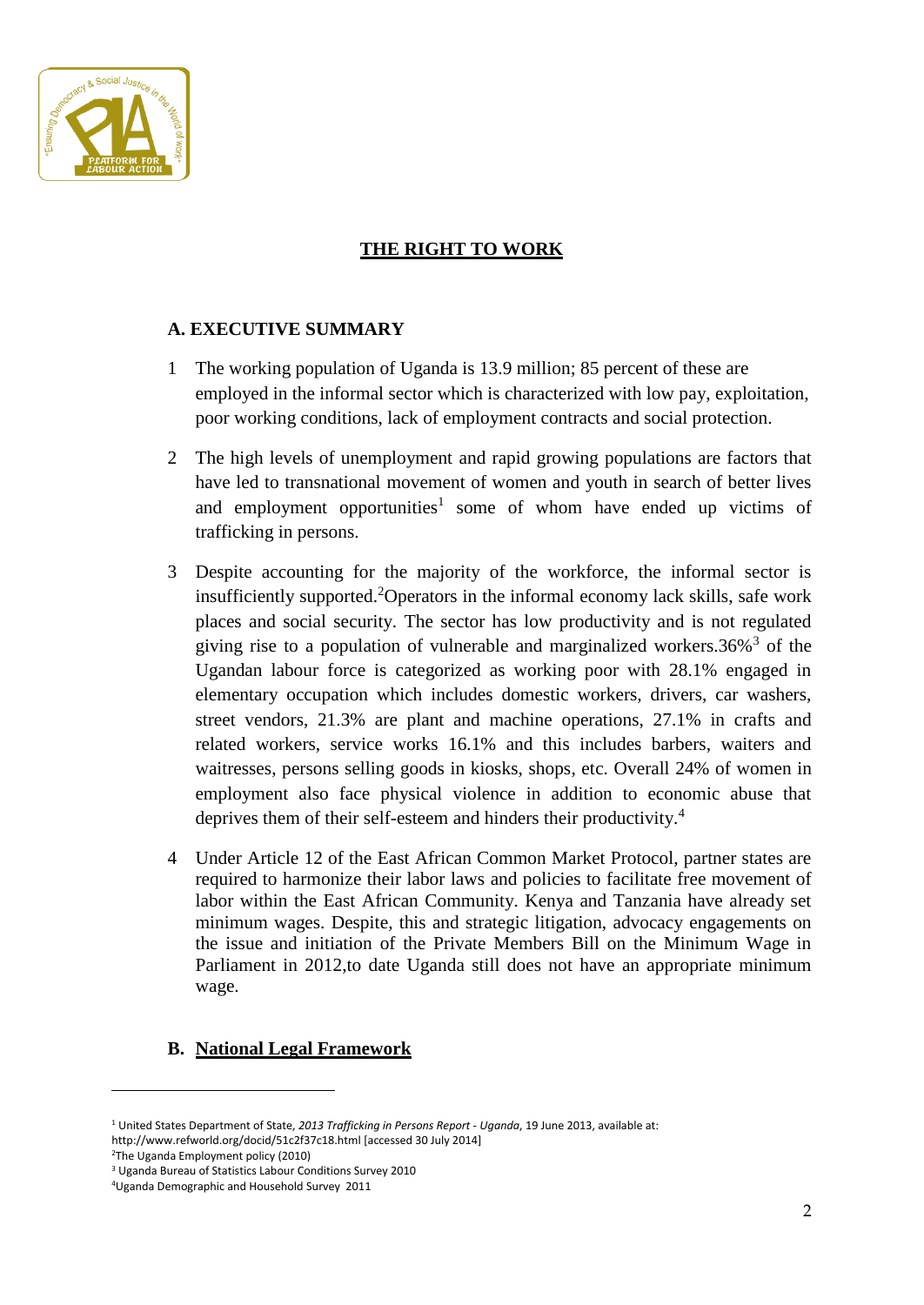## THE RIGHT TO WORK

### A. EXECUTIVE SUMMARY

1. The working population of Uganda is 13.9 million; 85 percent of these are employed in the informal sector which is characterized with low pay, exploitation, poor working conditions, lack of employment contracts and social protection.

2. The high levels of unemployment and rapid growing populations are factors that have led to transnational movement of women and youth in search of better lives and employment opportunities[1] some of whom have ended up victims of trafficking in persons.

3. Despite accounting for the majority of the workforce, the informal sector is insufficiently supported.[2]Operators in the informal economy lack skills, safe work places and social security. The sector has low productivity and is not regulated giving rise to a population of vulnerable and marginalized workers.36%[3] of the Ugandan labour force is categorized as working poor with 28.1% engaged in elementary occupation which includes domestic workers, drivers, car washers, street vendors, 21.3% are plant and machine operations, 27.1% in crafts and related workers, service works 16.1% and this includes barbers, waiters and waitresses, persons selling goods in kiosks, shops, etc. Overall 24% of women in employment also face physical violence in addition to economic abuse that deprives them of their self-esteem and hinders their productivity.[4]

4. Under Article 12 of the East African Common Market Protocol, partner states are required to harmonize their labor laws and policies to facilitate free movement of labor within the East African Community. Kenya and Tanzania have already set minimum wages. Despite, this and strategic litigation, advocacy engagements on the issue and initiation of the Private Members Bill on the Minimum Wage in Parliament in 2012,to date Uganda still does not have an appropriate minimum wage.

### B. National Legal Framework

---

[1] United States Department of State, *2013 Trafficking in Persons Report - Uganda*, 19 June 2013, available at: http://www.refworld.org/docid/51c2f37c18.html [accessed 30 July 2014]

[2] The Uganda Employment policy (2010)

[3] Uganda Bureau of Statistics Labour Conditions Survey 2010

[4] Uganda Demographic and Household Survey 2011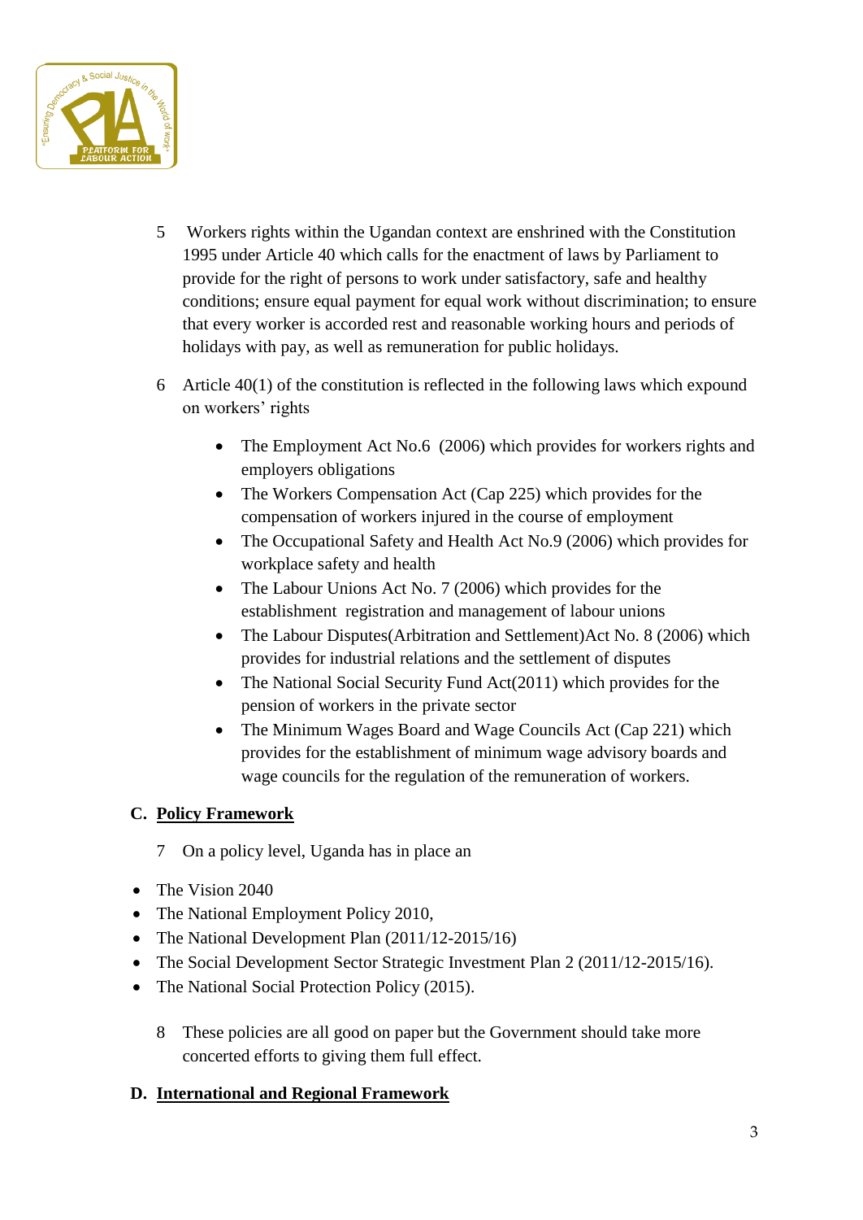5 Workers rights within the Ugandan context are enshrined with the Constitution 1995 under Article 40 which calls for the enactment of laws by Parliament to provide for the right of persons to work under satisfactory, safe and healthy conditions; ensure equal payment for equal work without discrimination; to ensure that every worker is accorded rest and reasonable working hours and periods of holidays with pay, as well as remuneration for public holidays.

6 Article 40(1) of the constitution is reflected in the following laws which expound on workers' rights

- The Employment Act No.6 (2006) which provides for workers rights and employers obligations
- The Workers Compensation Act (Cap 225) which provides for the compensation of workers injured in the course of employment
- The Occupational Safety and Health Act No.9 (2006) which provides for workplace safety and health
- The Labour Unions Act No. 7 (2006) which provides for the establishment registration and management of labour unions
- The Labour Disputes(Arbitration and Settlement)Act No. 8 (2006) which provides for industrial relations and the settlement of disputes
- The National Social Security Fund Act(2011) which provides for the pension of workers in the private sector
- The Minimum Wages Board and Wage Councils Act (Cap 221) which provides for the establishment of minimum wage advisory boards and wage councils for the regulation of the remuneration of workers.

## C. Policy Framework

7 On a policy level, Uganda has in place an

- The Vision 2040
- The National Employment Policy 2010,
- The National Development Plan (2011/12-2015/16)
- The Social Development Sector Strategic Investment Plan 2 (2011/12-2015/16).
- The National Social Protection Policy (2015).

8 These policies are all good on paper but the Government should take more concerted efforts to giving them full effect.

## D. International and Regional Framework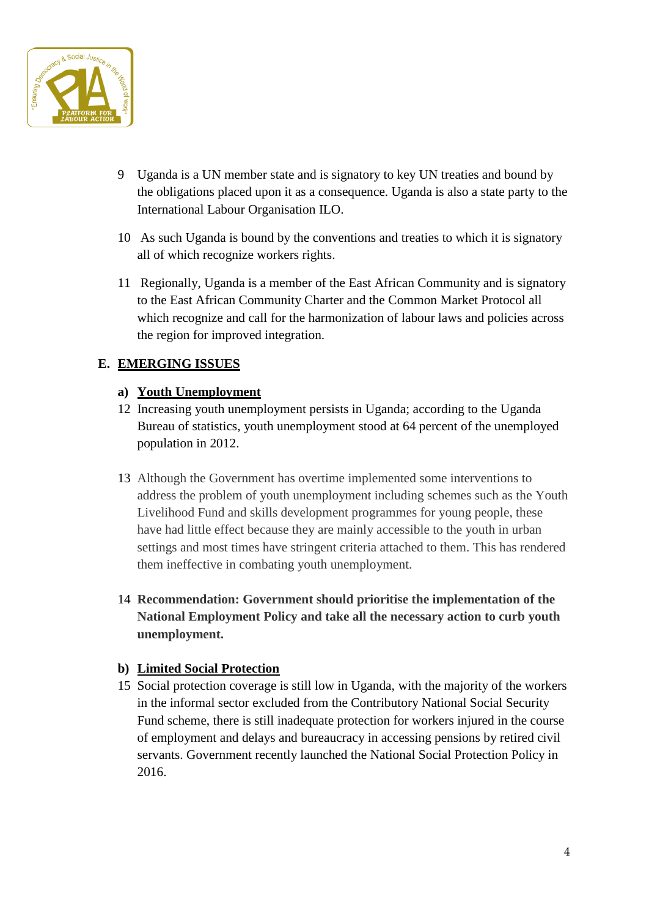9 Uganda is a UN member state and is signatory to key UN treaties and bound by the obligations placed upon it as a consequence. Uganda is also a state party to the International Labour Organisation ILO.

10 As such Uganda is bound by the conventions and treaties to which it is signatory all of which recognize workers rights.

11 Regionally, Uganda is a member of the East African Community and is signatory to the East African Community Charter and the Common Market Protocol all which recognize and call for the harmonization of labour laws and policies across the region for improved integration.

## E. EMERGING ISSUES

### a) Youth Unemployment

12 Increasing youth unemployment persists in Uganda; according to the Uganda Bureau of statistics, youth unemployment stood at 64 percent of the unemployed population in 2012.

13 Although the Government has overtime implemented some interventions to address the problem of youth unemployment including schemes such as the Youth Livelihood Fund and skills development programmes for young people, these have had little effect because they are mainly accessible to the youth in urban settings and most times have stringent criteria attached to them. This has rendered them ineffective in combating youth unemployment.

14 **Recommendation: Government should prioritise the implementation of the National Employment Policy and take all the necessary action to curb youth unemployment.**

### b) Limited Social Protection

15 Social protection coverage is still low in Uganda, with the majority of the workers in the informal sector excluded from the Contributory National Social Security Fund scheme, there is still inadequate protection for workers injured in the course of employment and delays and bureaucracy in accessing pensions by retired civil servants. Government recently launched the National Social Protection Policy in 2016.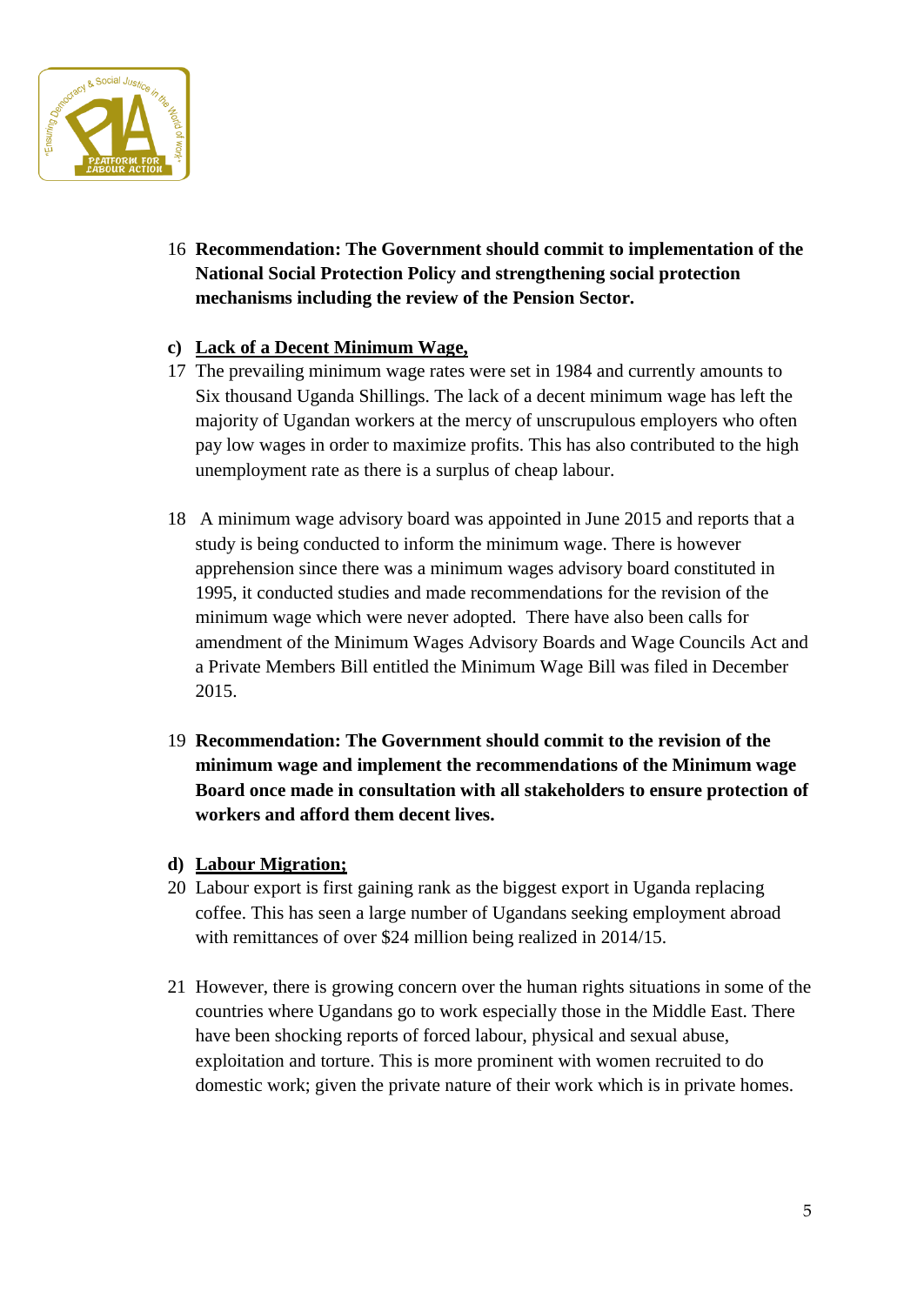16 **Recommendation: The Government should commit to implementation of the National Social Protection Policy and strengthening social protection mechanisms including the review of the Pension Sector.**

**c) <u>Lack of a Decent Minimum Wage,</u>**

17 The prevailing minimum wage rates were set in 1984 and currently amounts to Six thousand Uganda Shillings. The lack of a decent minimum wage has left the majority of Ugandan workers at the mercy of unscrupulous employers who often pay low wages in order to maximize profits. This has also contributed to the high unemployment rate as there is a surplus of cheap labour.

18 A minimum wage advisory board was appointed in June 2015 and reports that a study is being conducted to inform the minimum wage. There is however apprehension since there was a minimum wages advisory board constituted in 1995, it conducted studies and made recommendations for the revision of the minimum wage which were never adopted. There have also been calls for amendment of the Minimum Wages Advisory Boards and Wage Councils Act and a Private Members Bill entitled the Minimum Wage Bill was filed in December 2015.

19 **Recommendation: The Government should commit to the revision of the minimum wage and implement the recommendations of the Minimum wage Board once made in consultation with all stakeholders to ensure protection of workers and afford them decent lives.**

**d) <u>Labour Migration;</u>**

20 Labour export is first gaining rank as the biggest export in Uganda replacing coffee. This has seen a large number of Ugandans seeking employment abroad with remittances of over $24 million being realized in 2014/15.

21 However, there is growing concern over the human rights situations in some of the countries where Ugandans go to work especially those in the Middle East. There have been shocking reports of forced labour, physical and sexual abuse, exploitation and torture. This is more prominent with women recruited to do domestic work; given the private nature of their work which is in private homes.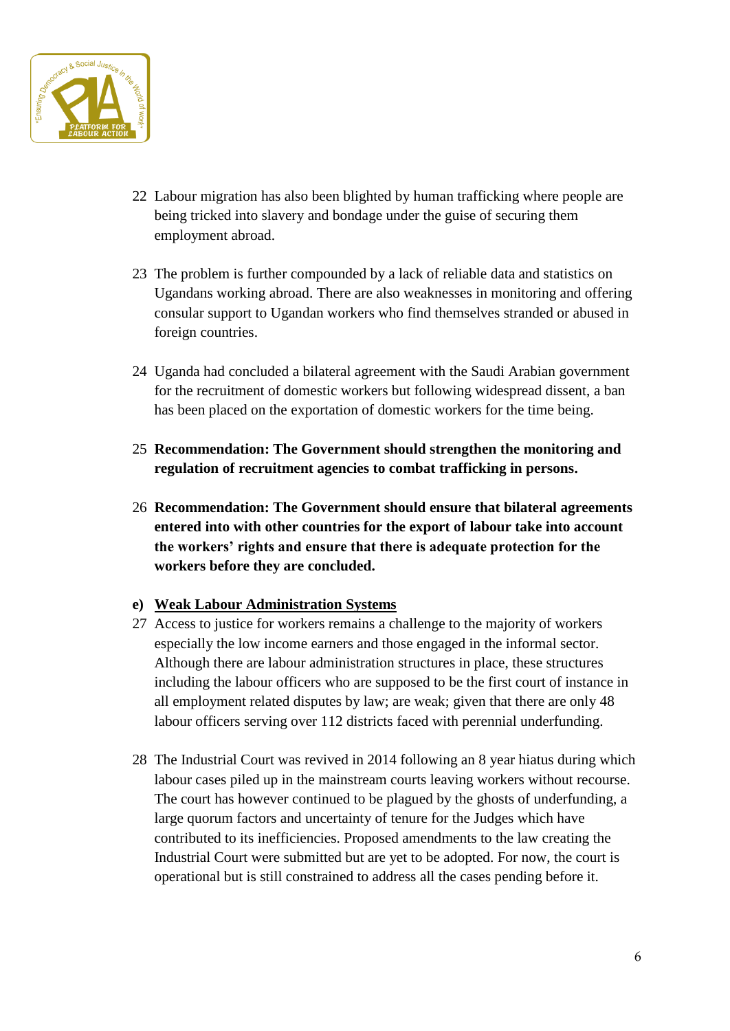22 Labour migration has also been blighted by human trafficking where people are being tricked into slavery and bondage under the guise of securing them employment abroad.

23 The problem is further compounded by a lack of reliable data and statistics on Ugandans working abroad. There are also weaknesses in monitoring and offering consular support to Ugandan workers who find themselves stranded or abused in foreign countries.

24 Uganda had concluded a bilateral agreement with the Saudi Arabian government for the recruitment of domestic workers but following widespread dissent, a ban has been placed on the exportation of domestic workers for the time being.

25 **Recommendation: The Government should strengthen the monitoring and regulation of recruitment agencies to combat trafficking in persons.**

26 **Recommendation: The Government should ensure that bilateral agreements entered into with other countries for the export of labour take into account the workers' rights and ensure that there is adequate protection for the workers before they are concluded.**

**e) <u>Weak Labour Administration Systems</u>**

27 Access to justice for workers remains a challenge to the majority of workers especially the low income earners and those engaged in the informal sector. Although there are labour administration structures in place, these structures including the labour officers who are supposed to be the first court of instance in all employment related disputes by law; are weak; given that there are only 48 labour officers serving over 112 districts faced with perennial underfunding.

28 The Industrial Court was revived in 2014 following an 8 year hiatus during which labour cases piled up in the mainstream courts leaving workers without recourse. The court has however continued to be plagued by the ghosts of underfunding, a large quorum factors and uncertainty of tenure for the Judges which have contributed to its inefficiencies. Proposed amendments to the law creating the Industrial Court were submitted but are yet to be adopted. For now, the court is operational but is still constrained to address all the cases pending before it.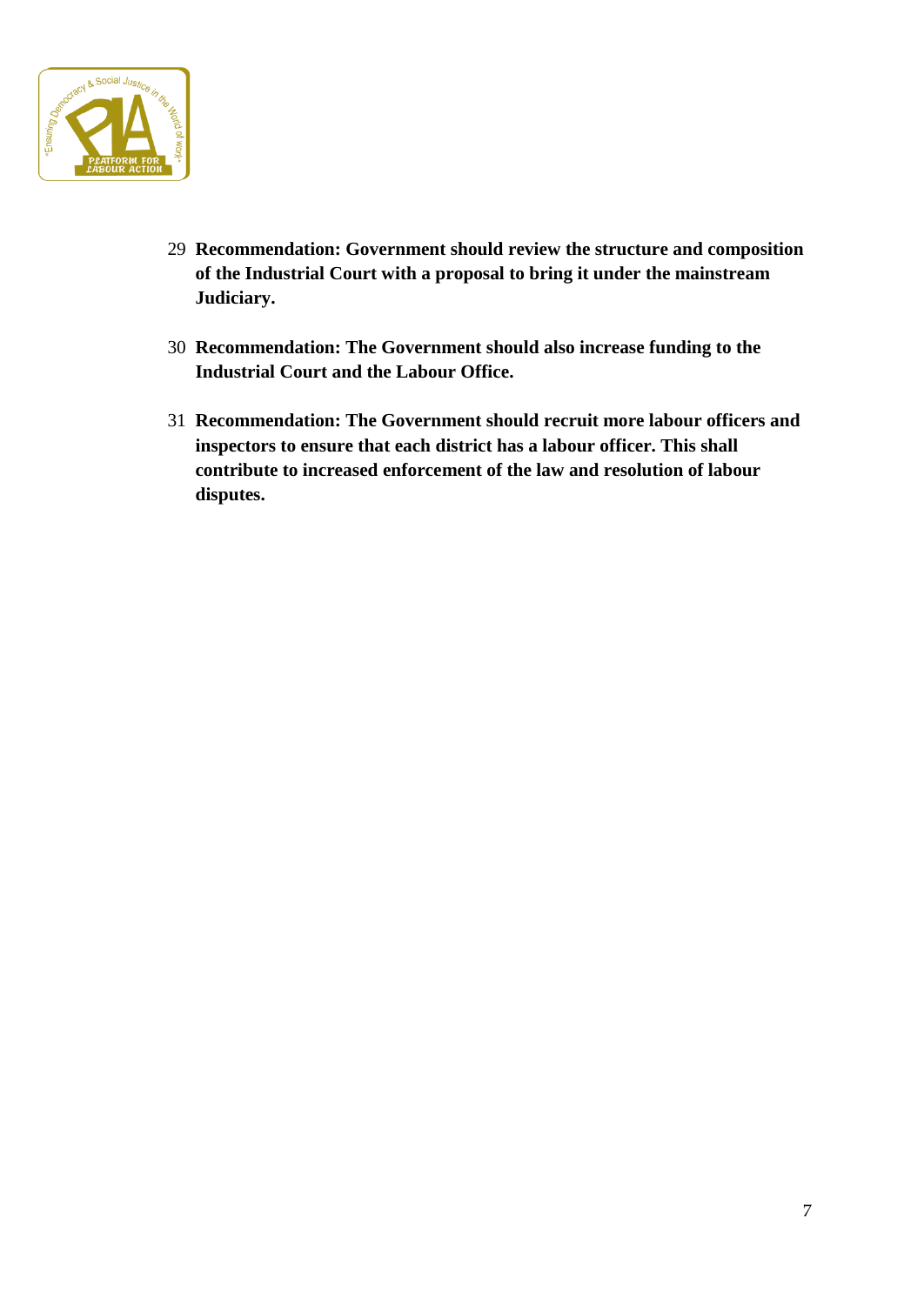29 **Recommendation: Government should review the structure and composition of the Industrial Court with a proposal to bring it under the mainstream Judiciary.**

30 **Recommendation: The Government should also increase funding to the Industrial Court and the Labour Office.**

31 **Recommendation: The Government should recruit more labour officers and inspectors to ensure that each district has a labour officer. This shall contribute to increased enforcement of the law and resolution of labour disputes.**